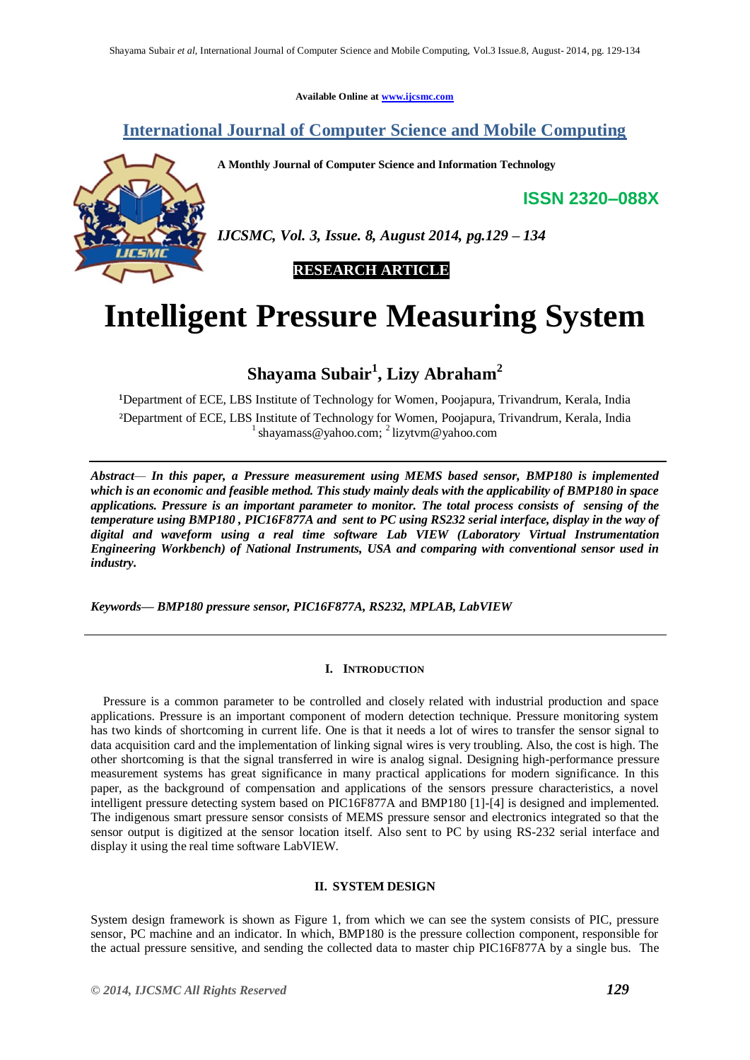Available Online at www.ijcsmc.com

# International Journal of Computer Science and Mobile Computing

A Monthly Journal of Computer Science and Information Technology

**ISSN 2320–088X**

*IJCSMC, Vol. 3, Issue. 8, August 2014, pg.129 – 134*

**RESEARCH ARTICLE**

# Intelligent Pressure Measuring System

**Shayama Subair[1], Lizy Abraham[2]**

[1]Department of ECE, LBS Institute of Technology for Women, Poojapura, Trivandrum, Kerala, India
[2]Department of ECE, LBS Institute of Technology for Women, Poojapura, Trivandrum, Kerala, India
[1] shayamass@yahoo.com; [2] lizytvm@yahoo.com

*Abstract— **In this paper, a Pressure measurement using MEMS based sensor, BMP180 is implemented which is an economic and feasible method. This study mainly deals with the applicability of BMP180 in space applications. Pressure is an important parameter to monitor. The total process consists of sensing of the temperature using BMP180 , PIC16F877A and sent to PC using RS232 serial interface, display in the way of digital and waveform using a real time software Lab VIEW (Laboratory Virtual Instrumentation Engineering Workbench) of National Instruments, USA and comparing with conventional sensor used in industry.***

*Keywords— **BMP180 pressure sensor, PIC16F877A, RS232, MPLAB, LabVIEW***

## I. Introduction

Pressure is a common parameter to be controlled and closely related with industrial production and space applications. Pressure is an important component of modern detection technique. Pressure monitoring system has two kinds of shortcoming in current life. One is that it needs a lot of wires to transfer the sensor signal to data acquisition card and the implementation of linking signal wires is very troubling. Also, the cost is high. The other shortcoming is that the signal transferred in wire is analog signal. Designing high-performance pressure measurement systems has great significance in many practical applications for modern significance. In this paper, as the background of compensation and applications of the sensors pressure characteristics, a novel intelligent pressure detecting system based on PIC16F877A and BMP180 [1]-[4] is designed and implemented. The indigenous smart pressure sensor consists of MEMS pressure sensor and electronics integrated so that the sensor output is digitized at the sensor location itself. Also sent to PC by using RS-232 serial interface and display it using the real time software LabVIEW.

## II. SYSTEM DESIGN

System design framework is shown as Figure 1, from which we can see the system consists of PIC, pressure sensor, PC machine and an indicator. In which, BMP180 is the pressure collection component, responsible for the actual pressure sensitive, and sending the collected data to master chip PIC16F877A by a single bus. The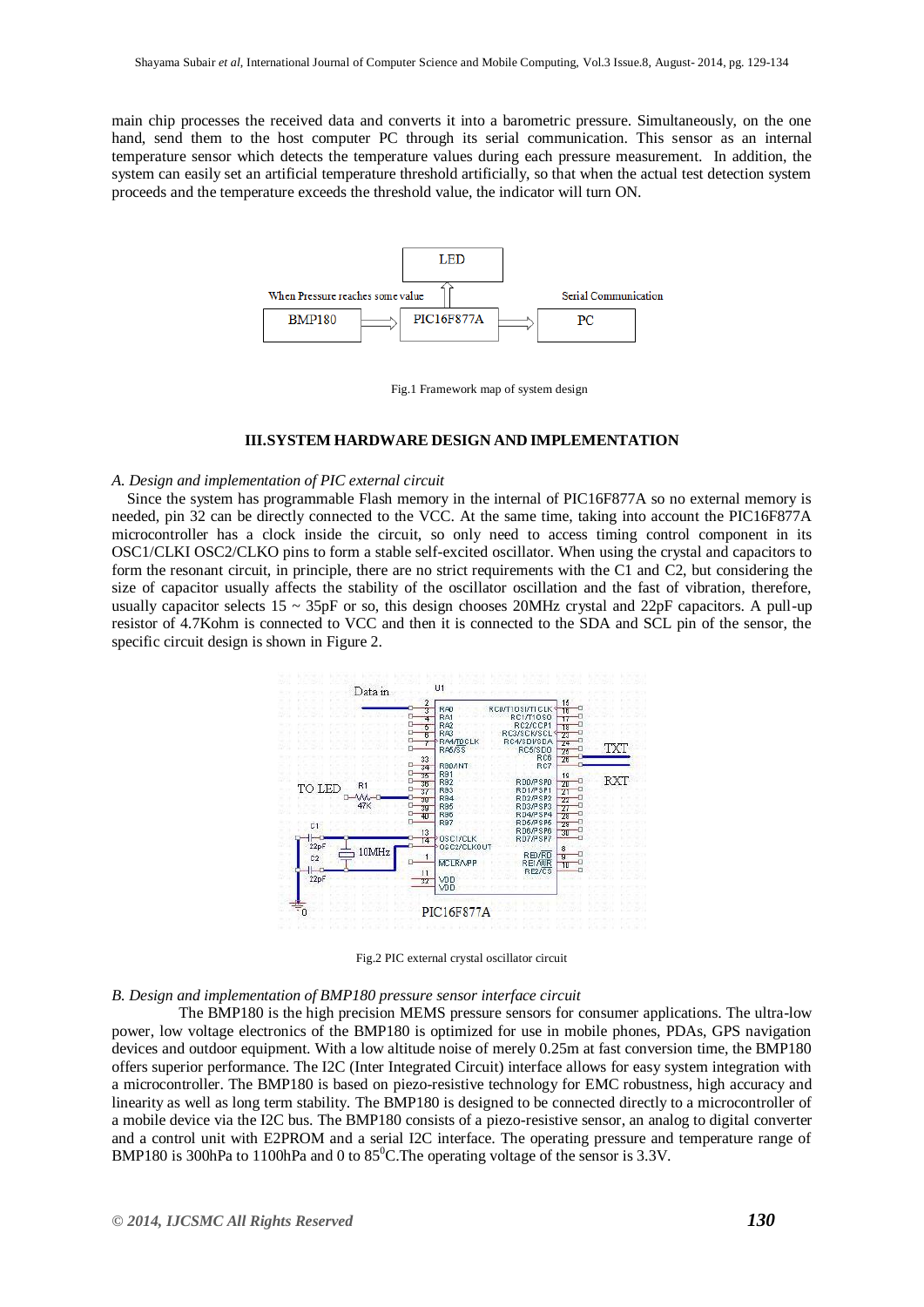main chip processes the received data and converts it into a barometric pressure. Simultaneously, on the one hand, send them to the host computer PC through its serial communication. This sensor as an internal temperature sensor which detects the temperature values during each pressure measurement. In addition, the system can easily set an artificial temperature threshold artificially, so that when the actual test detection system proceeds and the temperature exceeds the threshold value, the indicator will turn ON.

Fig.1 Framework map of system design

## III.SYSTEM HARDWARE DESIGN AND IMPLEMENTATION

### *A. Design and implementation of PIC external circuit*

Since the system has programmable Flash memory in the internal of PIC16F877A so no external memory is needed, pin 32 can be directly connected to the VCC. At the same time, taking into account the PIC16F877A microcontroller has a clock inside the circuit, so only need to access timing control component in its OSC1/CLKI OSC2/CLKO pins to form a stable self-excited oscillator. When using the crystal and capacitors to form the resonant circuit, in principle, there are no strict requirements with the C1 and C2, but considering the size of capacitor usually affects the stability of the oscillator oscillation and the fast of vibration, therefore, usually capacitor selects 15 ~ 35pF or so, this design chooses 20MHz crystal and 22pF capacitors. A pull-up resistor of 4.7Kohm is connected to VCC and then it is connected to the SDA and SCL pin of the sensor, the specific circuit design is shown in Figure 2.

Fig.2 PIC external crystal oscillator circuit

### *B. Design and implementation of BMP180 pressure sensor interface circuit*

The BMP180 is the high precision MEMS pressure sensors for consumer applications. The ultra-low power, low voltage electronics of the BMP180 is optimized for use in mobile phones, PDAs, GPS navigation devices and outdoor equipment. With a low altitude noise of merely 0.25m at fast conversion time, the BMP180 offers superior performance. The I2C (Inter Integrated Circuit) interface allows for easy system integration with a microcontroller. The BMP180 is based on piezo-resistive technology for EMC robustness, high accuracy and linearity as well as long term stability. The BMP180 is designed to be connected directly to a microcontroller of a mobile device via the I2C bus. The BMP180 consists of a piezo-resistive sensor, an analog to digital converter and a control unit with E2PROM and a serial I2C interface. The operating pressure and temperature range of BMP180 is 300hPa to 1100hPa and 0 to 85$^0$C.The operating voltage of the sensor is 3.3V.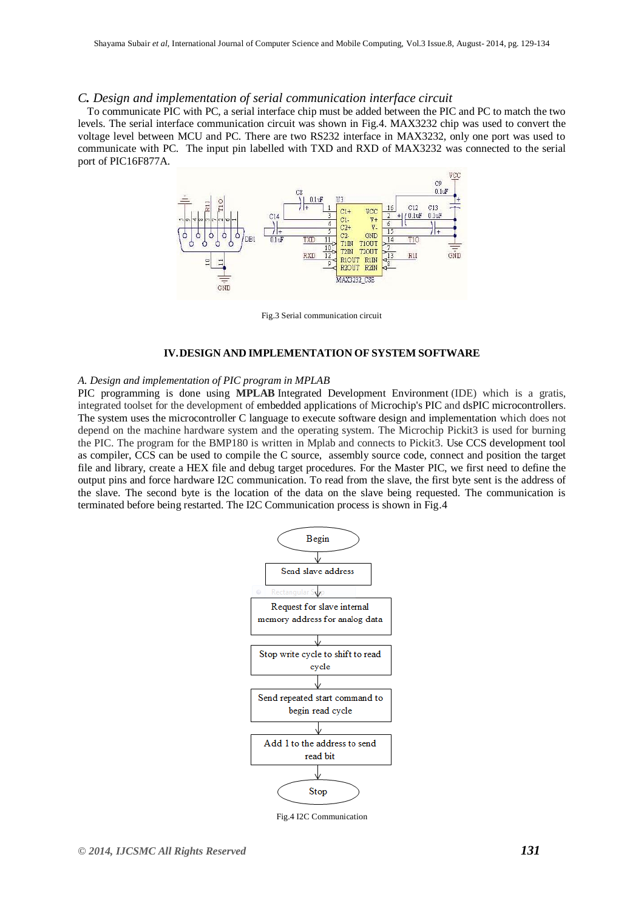### *C. Design and implementation of serial communication interface circuit*

To communicate PIC with PC, a serial interface chip must be added between the PIC and PC to match the two levels. The serial interface communication circuit was shown in Fig.4. MAX3232 chip was used to convert the voltage level between MCU and PC. There are two RS232 interface in MAX3232, only one port was used to communicate with PC. The input pin labelled with TXD and RXD of MAX3232 was connected to the serial port of PIC16F877A.

Fig.3 Serial communication circuit

## IV. DESIGN AND IMPLEMENTATION OF SYSTEM SOFTWARE

### *A. Design and implementation of PIC program in MPLAB*

PIC programming is done using **MPLAB** Integrated Development Environment (IDE) which is a gratis, integrated toolset for the development of embedded applications of Microchip's PIC and dsPIC microcontrollers. The system uses the microcontroller C language to execute software design and implementation which does not depend on the machine hardware system and the operating system. The Microchip Pickit3 is used for burning the PIC. The program for the BMP180 is written in Mplab and connects to Pickit3. Use CCS development tool as compiler, CCS can be used to compile the C source, assembly source code, connect and position the target file and library, create a HEX file and debug target procedures. For the Master PIC, we first need to define the output pins and force hardware I2C communication. To read from the slave, the first byte sent is the address of the slave. The second byte is the location of the data on the slave being requested. The communication is terminated before being restarted. The I2C Communication process is shown in Fig.4

Fig.4 I2C Communication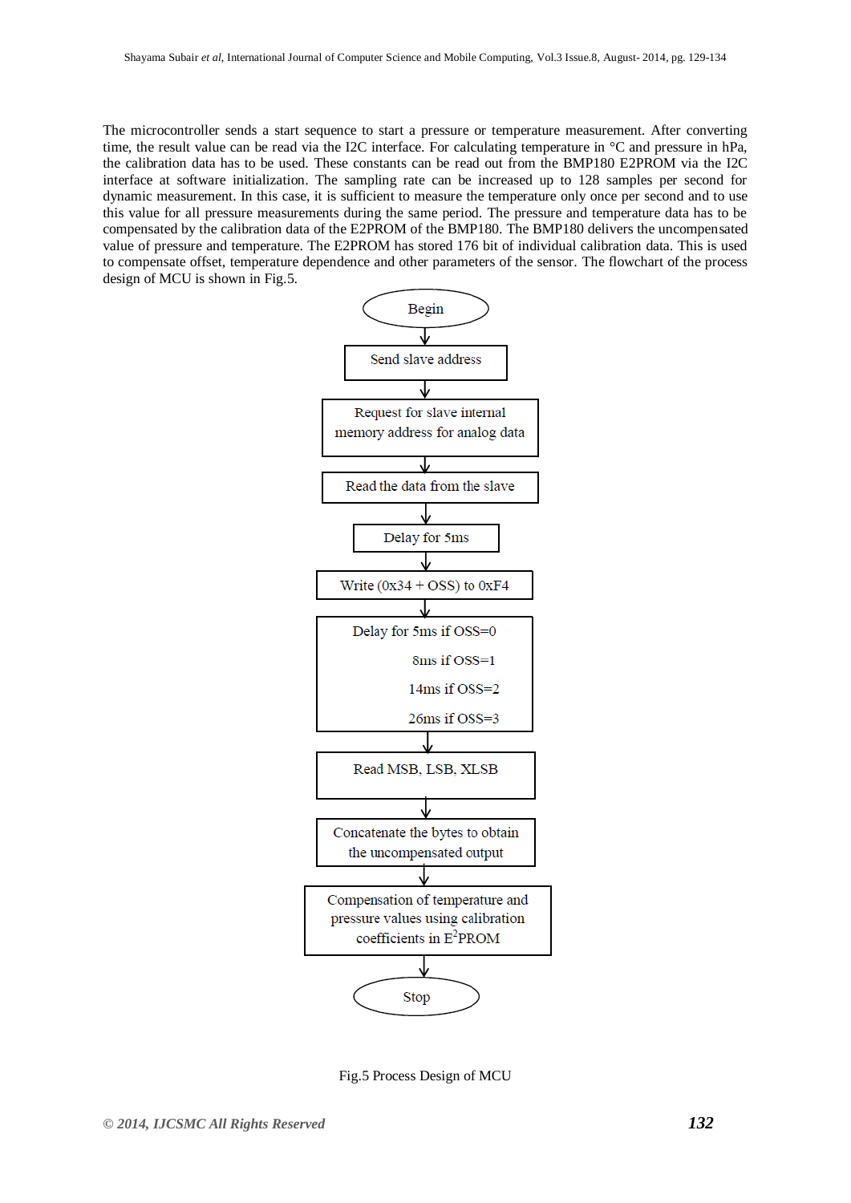The microcontroller sends a start sequence to start a pressure or temperature measurement. After converting time, the result value can be read via the I2C interface. For calculating temperature in °C and pressure in hPa, the calibration data has to be used. These constants can be read out from the BMP180 E2PROM via the I2C interface at software initialization. The sampling rate can be increased up to 128 samples per second for dynamic measurement. In this case, it is sufficient to measure the temperature only once per second and to use this value for all pressure measurements during the same period. The pressure and temperature data has to be compensated by the calibration data of the E2PROM of the BMP180. The BMP180 delivers the uncompensated value of pressure and temperature. The E2PROM has stored 176 bit of individual calibration data. This is used to compensate offset, temperature dependence and other parameters of the sensor. The flowchart of the process design of MCU is shown in Fig.5.

Begin

Send slave address

Request for slave internal memory address for analog data

Read the data from the slave

Delay for 5ms

Write (0x34 + OSS) to 0xF4

Delay for 5ms if OSS=0
8ms if OSS=1
14ms if OSS=2
26ms if OSS=3

Read MSB, LSB, XLSB

Concatenate the bytes to obtain the uncompensated output

Compensation of temperature and pressure values using calibration coefficients in $E^2$PROM

Stop

Fig.5 Process Design of MCU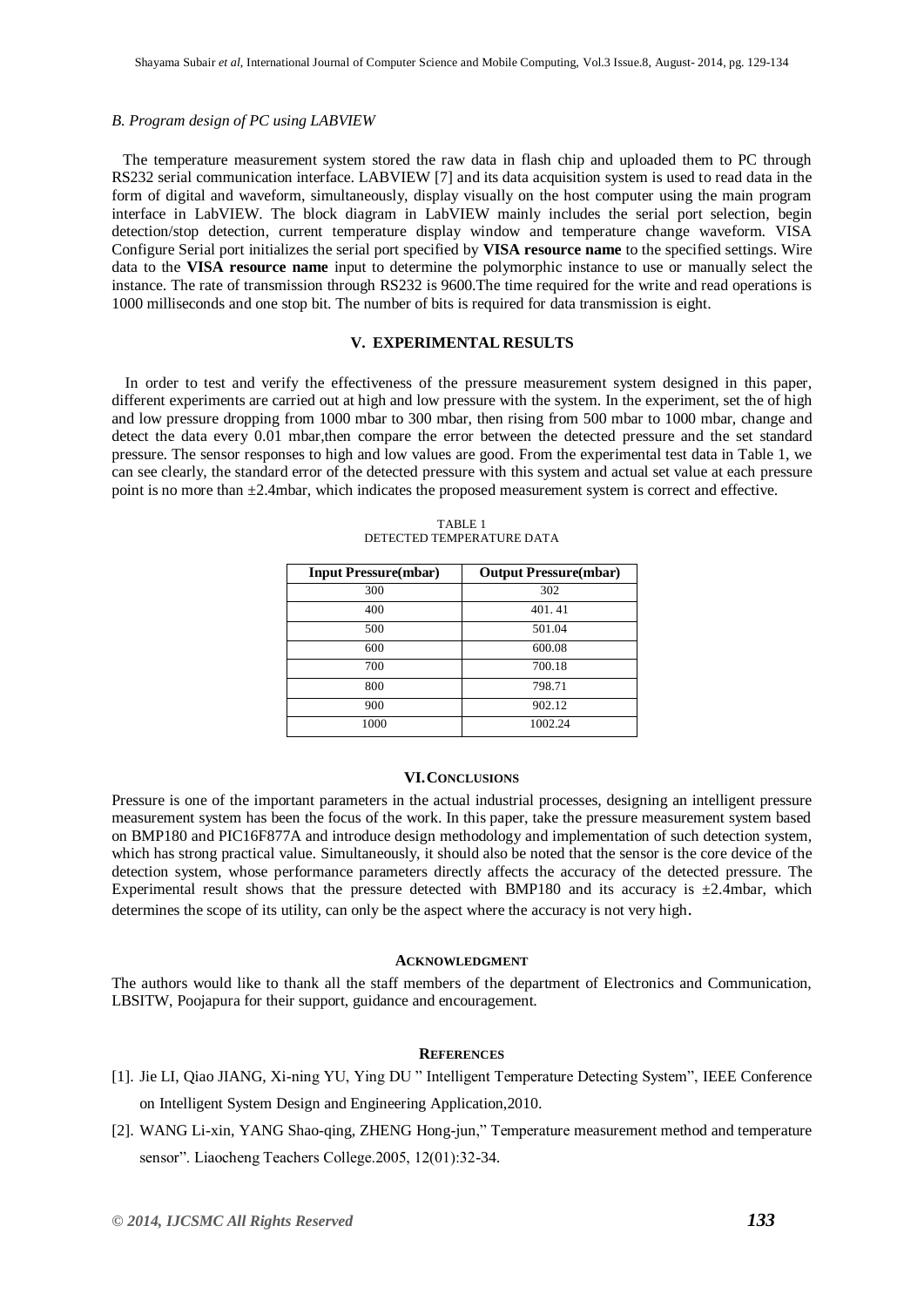*B. Program design of PC using LABVIEW*

The temperature measurement system stored the raw data in flash chip and uploaded them to PC through RS232 serial communication interface. LABVIEW [7] and its data acquisition system is used to read data in the form of digital and waveform, simultaneously, display visually on the host computer using the main program interface in LabVIEW. The block diagram in LabVIEW mainly includes the serial port selection, begin detection/stop detection, current temperature display window and temperature change waveform. VISA Configure Serial port initializes the serial port specified by **VISA resource name** to the specified settings. Wire data to the **VISA resource name** input to determine the polymorphic instance to use or manually select the instance. The rate of transmission through RS232 is 9600.The time required for the write and read operations is 1000 milliseconds and one stop bit. The number of bits is required for data transmission is eight.

## V. EXPERIMENTAL RESULTS

In order to test and verify the effectiveness of the pressure measurement system designed in this paper, different experiments are carried out at high and low pressure with the system. In the experiment, set the of high and low pressure dropping from 1000 mbar to 300 mbar, then rising from 500 mbar to 1000 mbar, change and detect the data every 0.01 mbar,then compare the error between the detected pressure and the set standard pressure. The sensor responses to high and low values are good. From the experimental test data in Table 1, we can see clearly, the standard error of the detected pressure with this system and actual set value at each pressure point is no more than ±2.4mbar, which indicates the proposed measurement system is correct and effective.

TABLE 1
DETECTED TEMPERATURE DATA

| Input Pressure(mbar) | Output Pressure(mbar) |
|---|---|
| 300 | 302 |
| 400 | 401. 41 |
| 500 | 501.04 |
| 600 | 600.08 |
| 700 | 700.18 |
| 800 | 798.71 |
| 900 | 902.12 |
| 1000 | 1002.24 |

## VI. CONCLUSIONS

Pressure is one of the important parameters in the actual industrial processes, designing an intelligent pressure measurement system has been the focus of the work. In this paper, take the pressure measurement system based on BMP180 and PIC16F877A and introduce design methodology and implementation of such detection system, which has strong practical value. Simultaneously, it should also be noted that the sensor is the core device of the detection system, whose performance parameters directly affects the accuracy of the detected pressure. The Experimental result shows that the pressure detected with BMP180 and its accuracy is ±2.4mbar, which determines the scope of its utility, can only be the aspect where the accuracy is not very high.

## ACKNOWLEDGMENT

The authors would like to thank all the staff members of the department of Electronics and Communication, LBSITW, Poojapura for their support, guidance and encouragement.

## REFERENCES

[1]. Jie LI, Qiao JIANG, Xi-ning YU, Ying DU " Intelligent Temperature Detecting System", IEEE Conference on Intelligent System Design and Engineering Application,2010.

[2]. WANG Li-xin, YANG Shao-qing, ZHENG Hong-jun," Temperature measurement method and temperature sensor". Liaocheng Teachers College.2005, 12(01):32-34.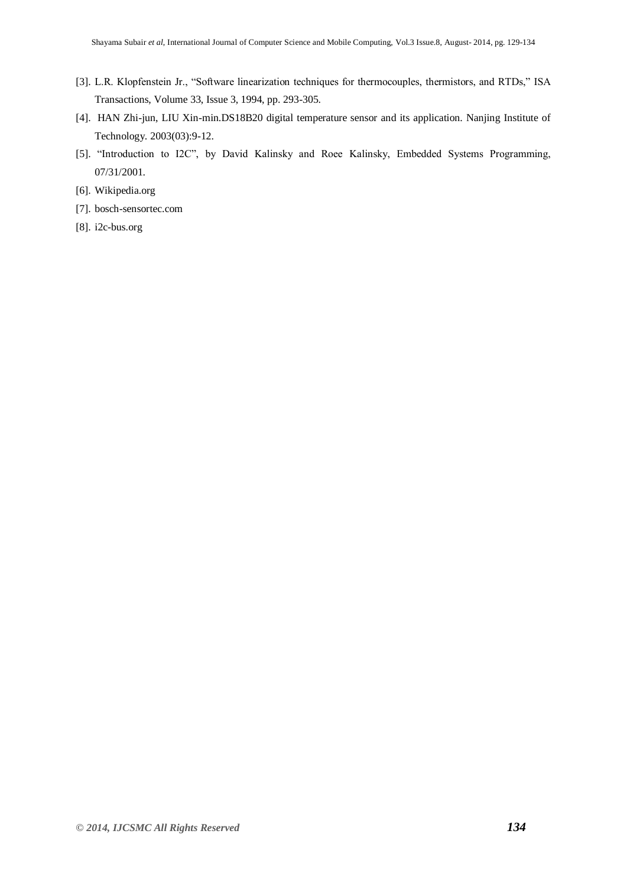[3]. L.R. Klopfenstein Jr., "Software linearization techniques for thermocouples, thermistors, and RTDs," ISA Transactions, Volume 33, Issue 3, 1994, pp. 293-305.

[4]. HAN Zhi-jun, LIU Xin-min.DS18B20 digital temperature sensor and its application. Nanjing Institute of Technology. 2003(03):9-12.

[5]. "Introduction to I2C", by David Kalinsky and Roee Kalinsky, Embedded Systems Programming, 07/31/2001.

[6]. Wikipedia.org

[7]. bosch-sensortec.com

[8]. i2c-bus.org